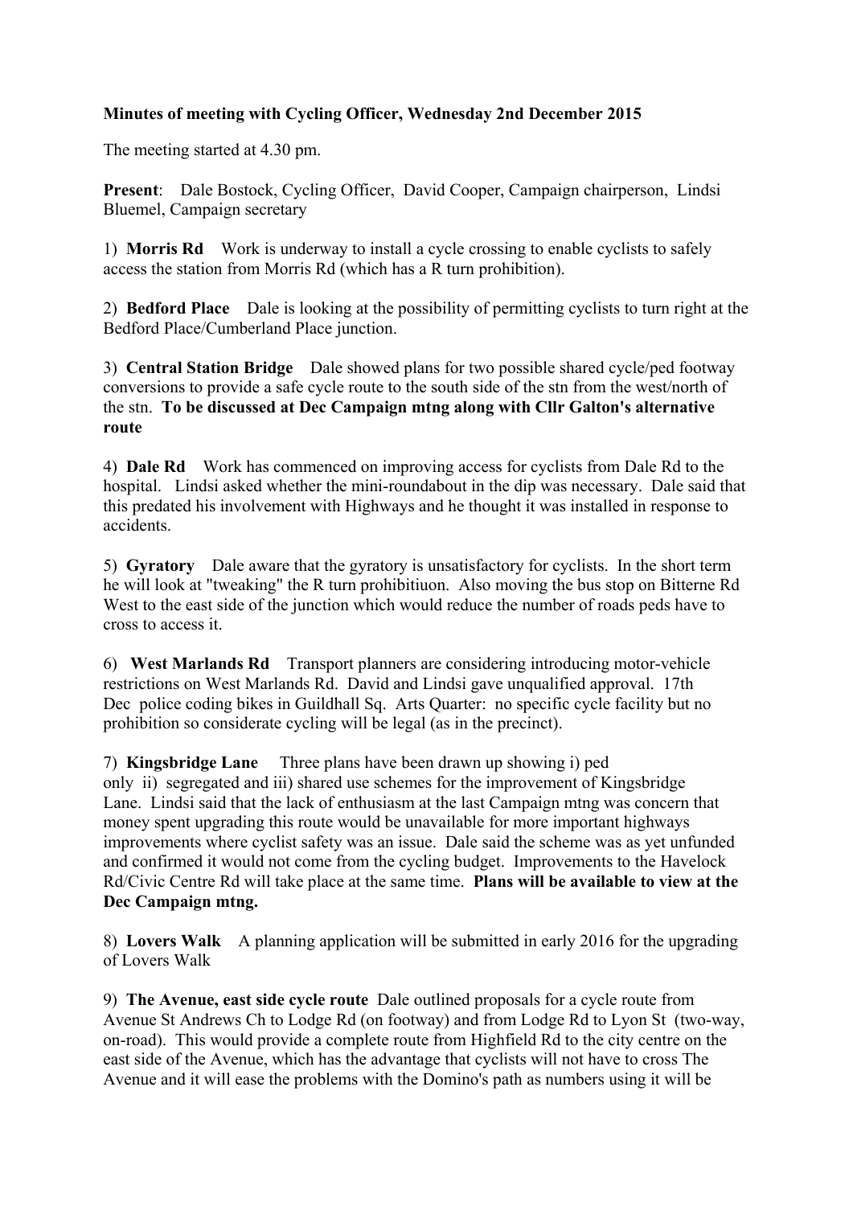**Minutes of meeting with Cycling Officer, Wednesday 2nd December 2015**

The meeting started at 4.30 pm.

**Present**: Dale Bostock, Cycling Officer, David Cooper, Campaign chairperson, Lindsi Bluemel, Campaign secretary

1) **Morris Rd** Work is underway to install a cycle crossing to enable cyclists to safely access the station from Morris Rd (which has a R turn prohibition).

2) **Bedford Place** Dale is looking at the possibility of permitting cyclists to turn right at the Bedford Place/Cumberland Place junction.

3) **Central Station Bridge** Dale showed plans for two possible shared cycle/ped footway conversions to provide a safe cycle route to the south side of the stn from the west/north of the stn. **To be discussed at Dec Campaign mtng along with Cllr Galton's alternative route**

4) **Dale Rd** Work has commenced on improving access for cyclists from Dale Rd to the hospital. Lindsi asked whether the mini-roundabout in the dip was necessary. Dale said that this predated his involvement with Highways and he thought it was installed in response to accidents.

5) **Gyratory** Dale aware that the gyratory is unsatisfactory for cyclists. In the short term he will look at "tweaking" the R turn prohibitiuon. Also moving the bus stop on Bitterne Rd West to the east side of the junction which would reduce the number of roads peds have to cross to access it.

6) **West Marlands Rd** Transport planners are considering introducing motor-vehicle restrictions on West Marlands Rd. David and Lindsi gave unqualified approval. 17th Dec police coding bikes in Guildhall Sq. Arts Quarter: no specific cycle facility but no prohibition so considerate cycling will be legal (as in the precinct).

7) **Kingsbridge Lane** Three plans have been drawn up showing i) ped only ii) segregated and iii) shared use schemes for the improvement of Kingsbridge Lane. Lindsi said that the lack of enthusiasm at the last Campaign mtng was concern that money spent upgrading this route would be unavailable for more important highways improvements where cyclist safety was an issue. Dale said the scheme was as yet unfunded and confirmed it would not come from the cycling budget. Improvements to the Havelock Rd/Civic Centre Rd will take place at the same time. **Plans will be available to view at the Dec Campaign mtng.**

8) **Lovers Walk** A planning application will be submitted in early 2016 for the upgrading of Lovers Walk

9) **The Avenue, east side cycle route** Dale outlined proposals for a cycle route from Avenue St Andrews Ch to Lodge Rd (on footway) and from Lodge Rd to Lyon St (two-way, on-road). This would provide a complete route from Highfield Rd to the city centre on the east side of the Avenue, which has the advantage that cyclists will not have to cross The Avenue and it will ease the problems with the Domino's path as numbers using it will be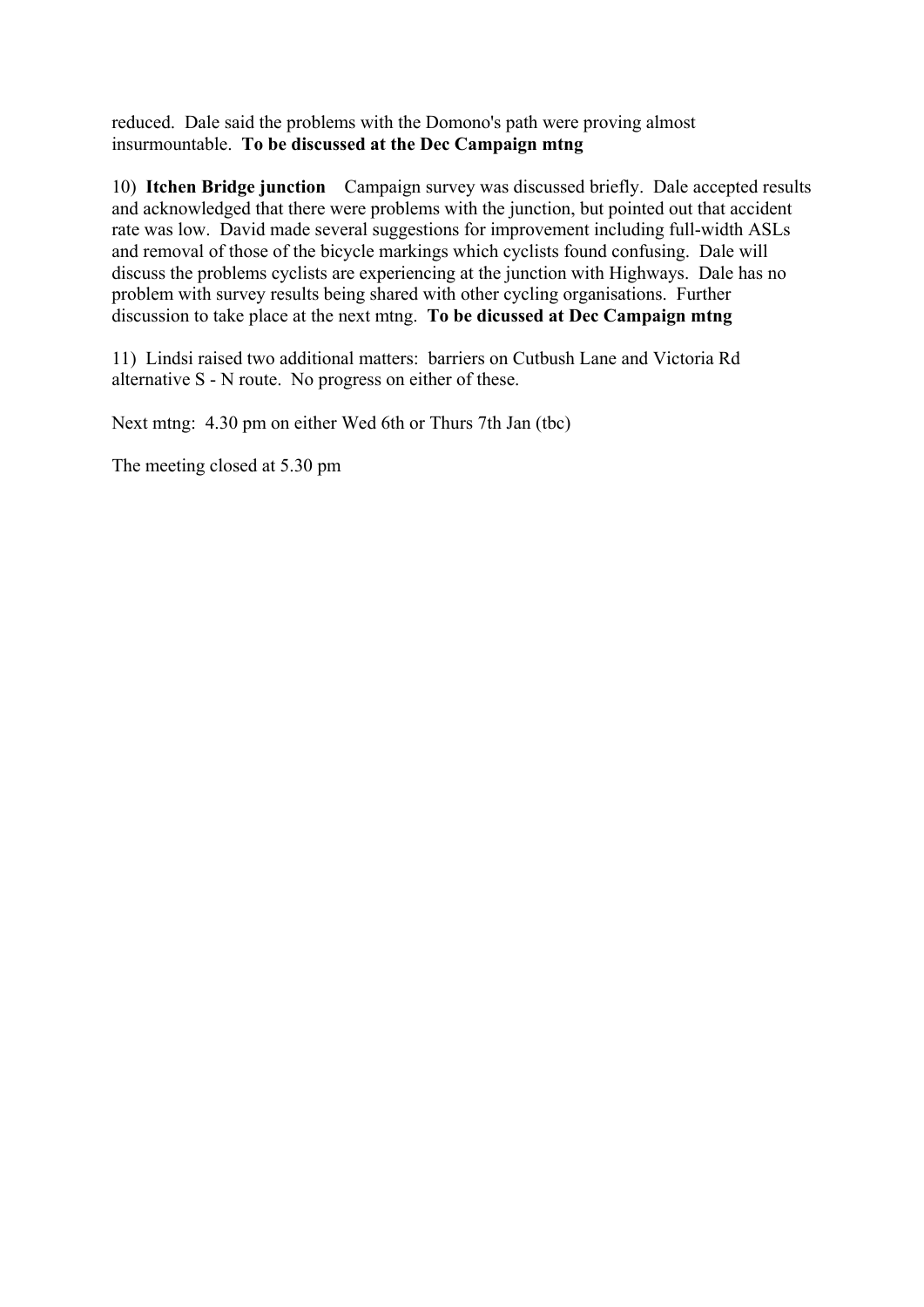reduced. Dale said the problems with the Domono's path were proving almost insurmountable. **To be discussed at the Dec Campaign mtng**

10) **Itchen Bridge junction** Campaign survey was discussed briefly. Dale accepted results and acknowledged that there were problems with the junction, but pointed out that accident rate was low. David made several suggestions for improvement including full-width ASLs and removal of those of the bicycle markings which cyclists found confusing. Dale will discuss the problems cyclists are experiencing at the junction with Highways. Dale has no problem with survey results being shared with other cycling organisations. Further discussion to take place at the next mtng. **To be dicussed at Dec Campaign mtng**

11) Lindsi raised two additional matters: barriers on Cutbush Lane and Victoria Rd alternative S - N route. No progress on either of these.

Next mtng: 4.30 pm on either Wed 6th or Thurs 7th Jan (tbc)

The meeting closed at 5.30 pm